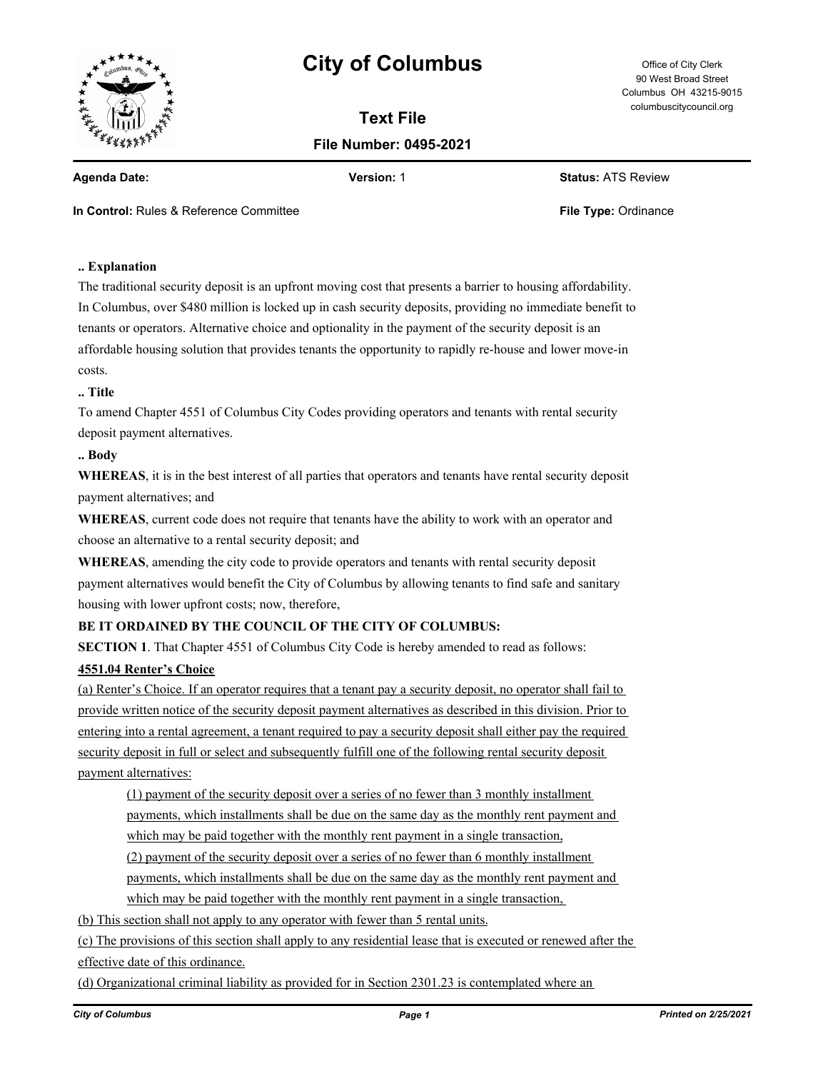# City of Columbus

Office of City Clerk
90 West Broad Street
Columbus OH 43215-9015
columbuscitycouncil.org

## Text File

**File Number: 0495-2021**

**Agenda Date:** **Version:** 1 **Status:** ATS Review

**In Control:** Rules & Reference Committee **File Type:** Ordinance

**.. Explanation**

The traditional security deposit is an upfront moving cost that presents a barrier to housing affordability. In Columbus, over $480 million is locked up in cash security deposits, providing no immediate benefit to tenants or operators. Alternative choice and optionality in the payment of the security deposit is an affordable housing solution that provides tenants the opportunity to rapidly re-house and lower move-in costs.

**.. Title**

To amend Chapter 4551 of Columbus City Codes providing operators and tenants with rental security deposit payment alternatives.

**.. Body**

**WHEREAS**, it is in the best interest of all parties that operators and tenants have rental security deposit payment alternatives; and

**WHEREAS**, current code does not require that tenants have the ability to work with an operator and choose an alternative to a rental security deposit; and

**WHEREAS**, amending the city code to provide operators and tenants with rental security deposit payment alternatives would benefit the City of Columbus by allowing tenants to find safe and sanitary housing with lower upfront costs; now, therefore,

**BE IT ORDAINED BY THE COUNCIL OF THE CITY OF COLUMBUS:**

**SECTION 1**. That Chapter 4551 of Columbus City Code is hereby amended to read as follows:

**4551.04 Renter's Choice**

(a) Renter's Choice. If an operator requires that a tenant pay a security deposit, no operator shall fail to provide written notice of the security deposit payment alternatives as described in this division. Prior to entering into a rental agreement, a tenant required to pay a security deposit shall either pay the required security deposit in full or select and subsequently fulfill one of the following rental security deposit payment alternatives:

(1) payment of the security deposit over a series of no fewer than 3 monthly installment payments, which installments shall be due on the same day as the monthly rent payment and which may be paid together with the monthly rent payment in a single transaction,

(2) payment of the security deposit over a series of no fewer than 6 monthly installment payments, which installments shall be due on the same day as the monthly rent payment and which may be paid together with the monthly rent payment in a single transaction,

(b) This section shall not apply to any operator with fewer than 5 rental units.

(c) The provisions of this section shall apply to any residential lease that is executed or renewed after the effective date of this ordinance.

(d) Organizational criminal liability as provided for in Section 2301.23 is contemplated where an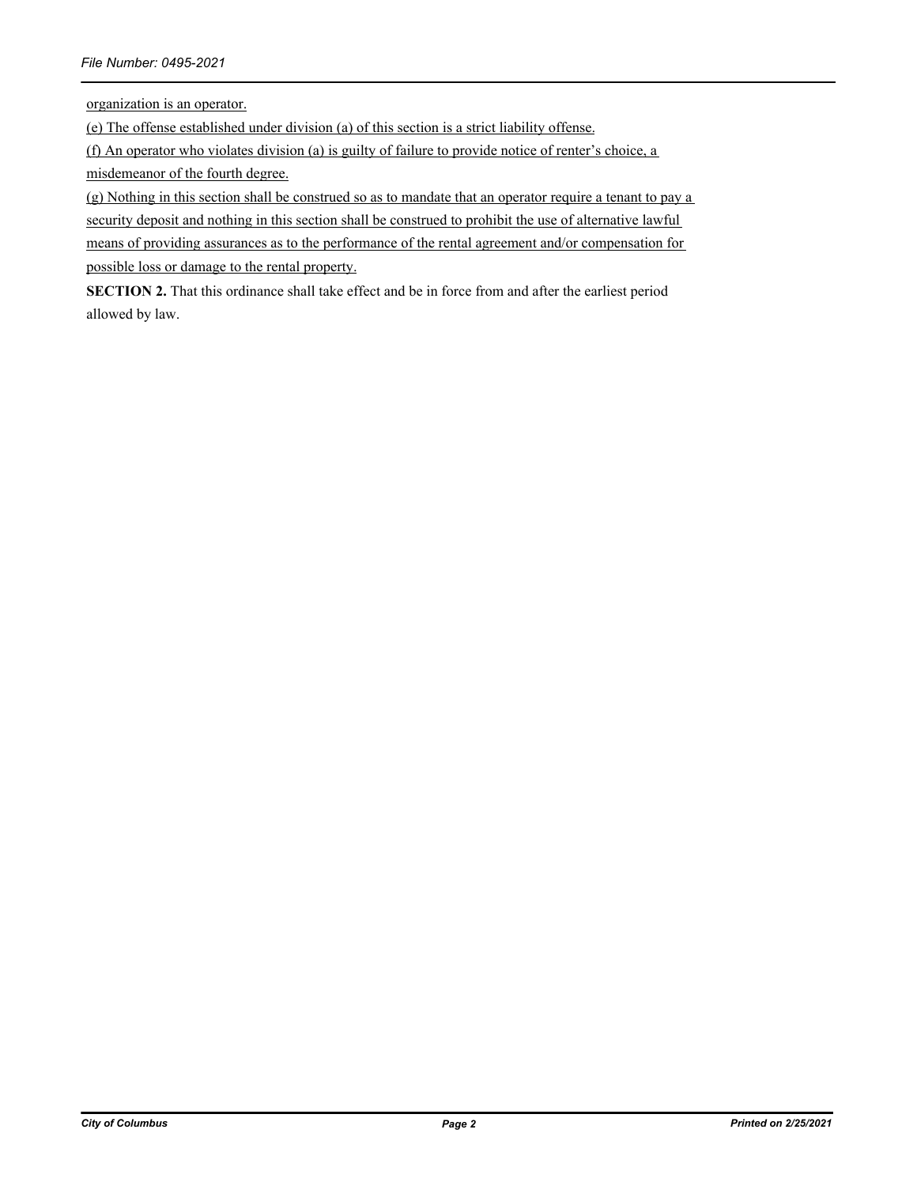organization is an operator.

(e) The offense established under division (a) of this section is a strict liability offense.

(f) An operator who violates division (a) is guilty of failure to provide notice of renter's choice, a misdemeanor of the fourth degree.

(g) Nothing in this section shall be construed so as to mandate that an operator require a tenant to pay a security deposit and nothing in this section shall be construed to prohibit the use of alternative lawful means of providing assurances as to the performance of the rental agreement and/or compensation for possible loss or damage to the rental property.

**SECTION 2.** That this ordinance shall take effect and be in force from and after the earliest period allowed by law.